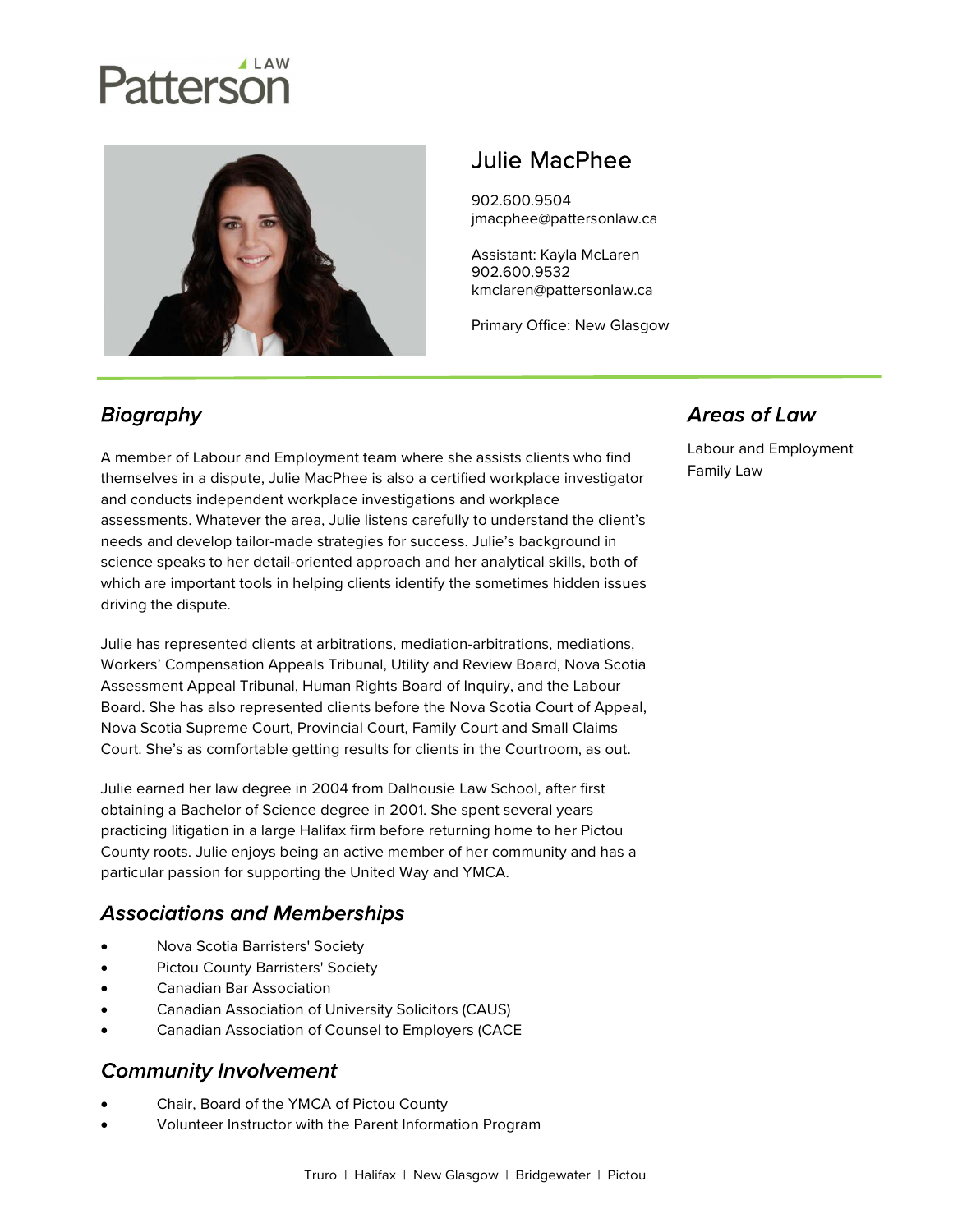Patterson LAW

# Julie MacPhee

902.600.9504
jmacphee@pattersonlaw.ca

Assistant: Kayla McLaren
902.600.9532
kmclaren@pattersonlaw.ca

Primary Office: New Glasgow

## *Biography*

A member of Labour and Employment team where she assists clients who find themselves in a dispute, Julie MacPhee is also a certified workplace investigator and conducts independent workplace investigations and workplace assessments. Whatever the area, Julie listens carefully to understand the client's needs and develop tailor-made strategies for success. Julie's background in science speaks to her detail-oriented approach and her analytical skills, both of which are important tools in helping clients identify the sometimes hidden issues driving the dispute.

Julie has represented clients at arbitrations, mediation-arbitrations, mediations, Workers' Compensation Appeals Tribunal, Utility and Review Board, Nova Scotia Assessment Appeal Tribunal, Human Rights Board of Inquiry, and the Labour Board. She has also represented clients before the Nova Scotia Court of Appeal, Nova Scotia Supreme Court, Provincial Court, Family Court and Small Claims Court. She's as comfortable getting results for clients in the Courtroom, as out.

Julie earned her law degree in 2004 from Dalhousie Law School, after first obtaining a Bachelor of Science degree in 2001. She spent several years practicing litigation in a large Halifax firm before returning home to her Pictou County roots. Julie enjoys being an active member of her community and has a particular passion for supporting the United Way and YMCA.

## *Areas of Law*

Labour and Employment
Family Law

## *Associations and Memberships*

- Nova Scotia Barristers' Society
- Pictou County Barristers' Society
- Canadian Bar Association
- Canadian Association of University Solicitors (CAUS)
- Canadian Association of Counsel to Employers (CACE

## *Community Involvement*

- Chair, Board of the YMCA of Pictou County
- Volunteer Instructor with the Parent Information Program

Truro | Halifax | New Glasgow | Bridgewater | Pictou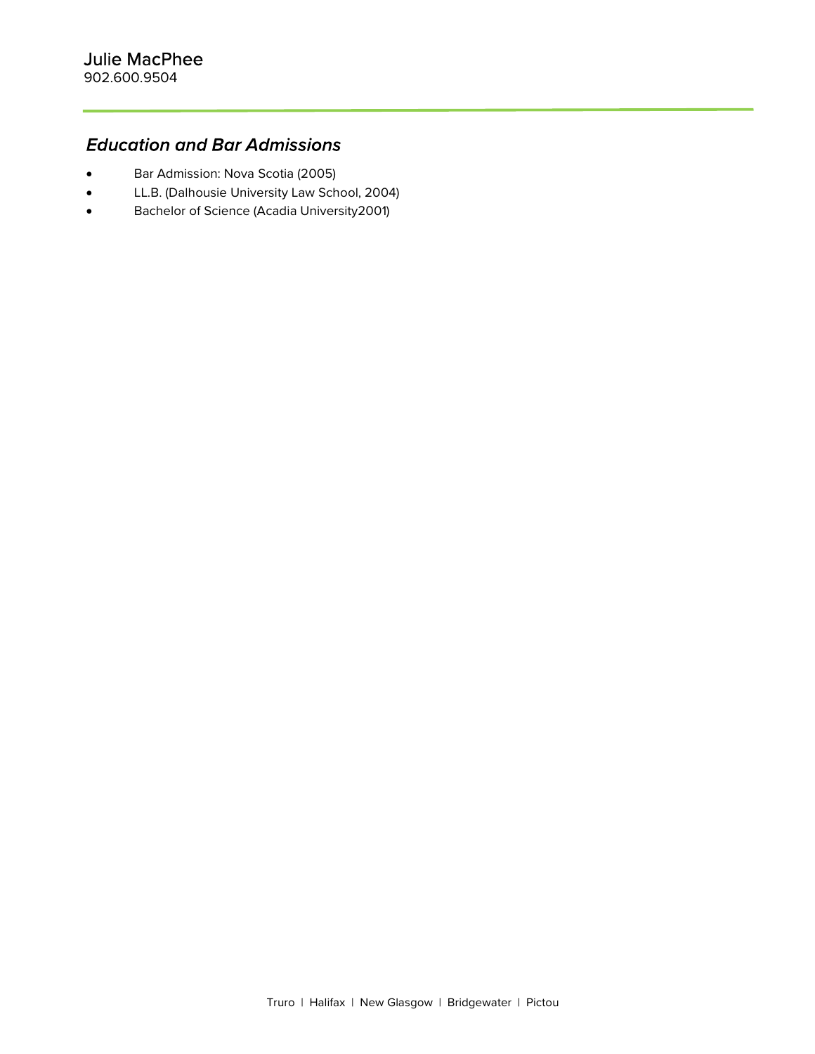## *Education and Bar Admissions*

- Bar Admission: Nova Scotia (2005)
- LL.B. (Dalhousie University Law School, 2004)
- Bachelor of Science (Acadia University2001)